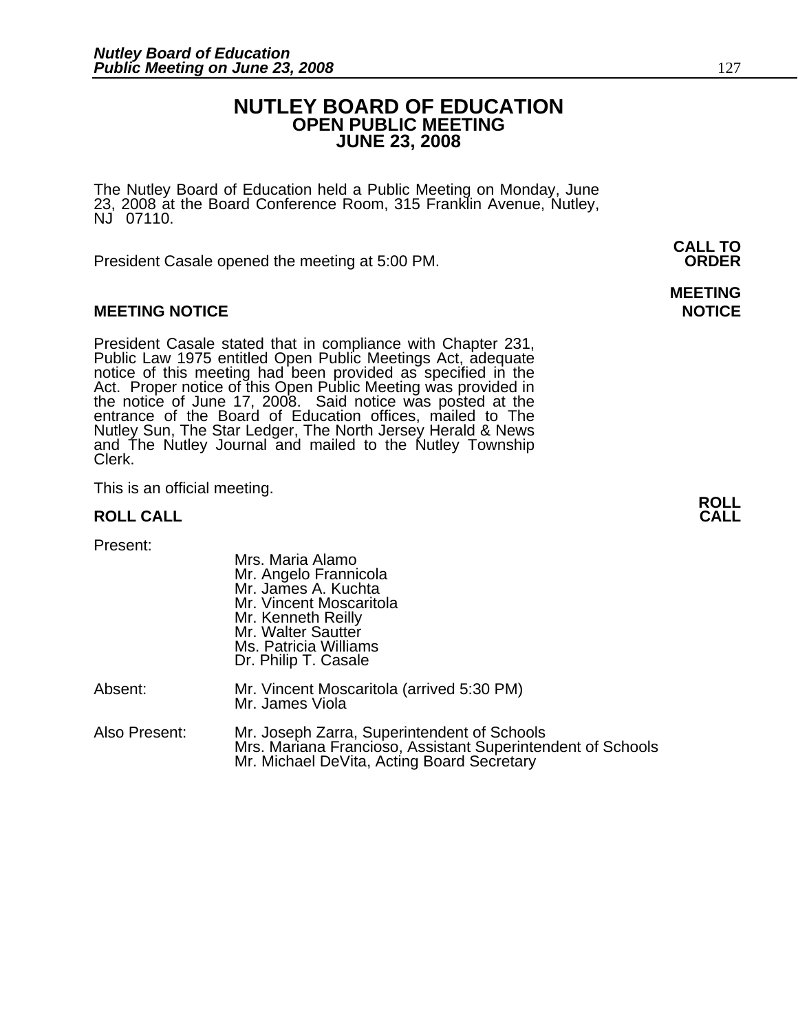# NUTLEY BOARD OF EDUCATION
## OPEN PUBLIC MEETING
## JUNE 23, 2008

The Nutley Board of Education held a Public Meeting on Monday, June 23, 2008 at the Board Conference Room, 315 Franklin Avenue, Nutley, NJ 07110.

**CALL TO ORDER**

President Casale opened the meeting at 5:00 PM.

**MEETING NOTICE**

President Casale stated that in compliance with Chapter 231, Public Law 1975 entitled Open Public Meetings Act, adequate notice of this meeting had been provided as specified in the Act. Proper notice of this Open Public Meeting was provided in the notice of June 17, 2008. Said notice was posted at the entrance of the Board of Education offices, mailed to The Nutley Sun, The Star Ledger, The North Jersey Herald & News and The Nutley Journal and mailed to the Nutley Township Clerk.

This is an official meeting.

**ROLL CALL**

Present:
- Mrs. Maria Alamo
- Mr. Angelo Frannicola
- Mr. James A. Kuchta
- Mr. Vincent Moscaritola
- Mr. Kenneth Reilly
- Mr. Walter Sautter
- Ms. Patricia Williams
- Dr. Philip T. Casale

Absent:
- Mr. Vincent Moscaritola (arrived 5:30 PM)
- Mr. James Viola

Also Present:
- Mr. Joseph Zarra, Superintendent of Schools
- Mrs. Mariana Francioso, Assistant Superintendent of Schools
- Mr. Michael DeVita, Acting Board Secretary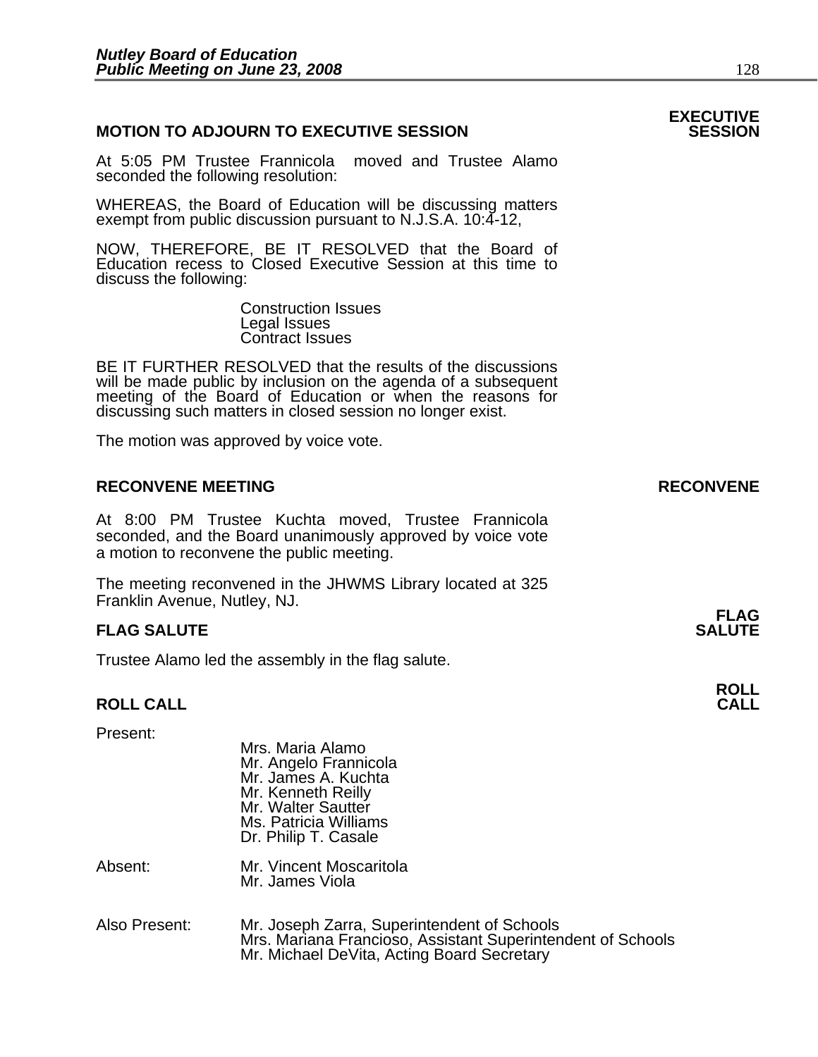## MOTION TO ADJOURN TO EXECUTIVE SESSION

**EXECUTIVE SESSION**

At 5:05 PM Trustee Frannicola moved and Trustee Alamo seconded the following resolution:

WHEREAS, the Board of Education will be discussing matters exempt from public discussion pursuant to N.J.S.A. 10:4-12,

NOW, THEREFORE, BE IT RESOLVED that the Board of Education recess to Closed Executive Session at this time to discuss the following:

Construction Issues
Legal Issues
Contract Issues

BE IT FURTHER RESOLVED that the results of the discussions will be made public by inclusion on the agenda of a subsequent meeting of the Board of Education or when the reasons for discussing such matters in closed session no longer exist.

The motion was approved by voice vote.

## RECONVENE MEETING

**RECONVENE**

At 8:00 PM Trustee Kuchta moved, Trustee Frannicola seconded, and the Board unanimously approved by voice vote a motion to reconvene the public meeting.

The meeting reconvened in the JHWMS Library located at 325 Franklin Avenue, Nutley, NJ.

## FLAG SALUTE

**FLAG SALUTE**

Trustee Alamo led the assembly in the flag salute.

## ROLL CALL

**ROLL CALL**

Present:

Mrs. Maria Alamo
Mr. Angelo Frannicola
Mr. James A. Kuchta
Mr. Kenneth Reilly
Mr. Walter Sautter
Ms. Patricia Williams
Dr. Philip T. Casale

Absent:

Mr. Vincent Moscaritola
Mr. James Viola

Also Present:

Mr. Joseph Zarra, Superintendent of Schools
Mrs. Mariana Francioso, Assistant Superintendent of Schools
Mr. Michael DeVita, Acting Board Secretary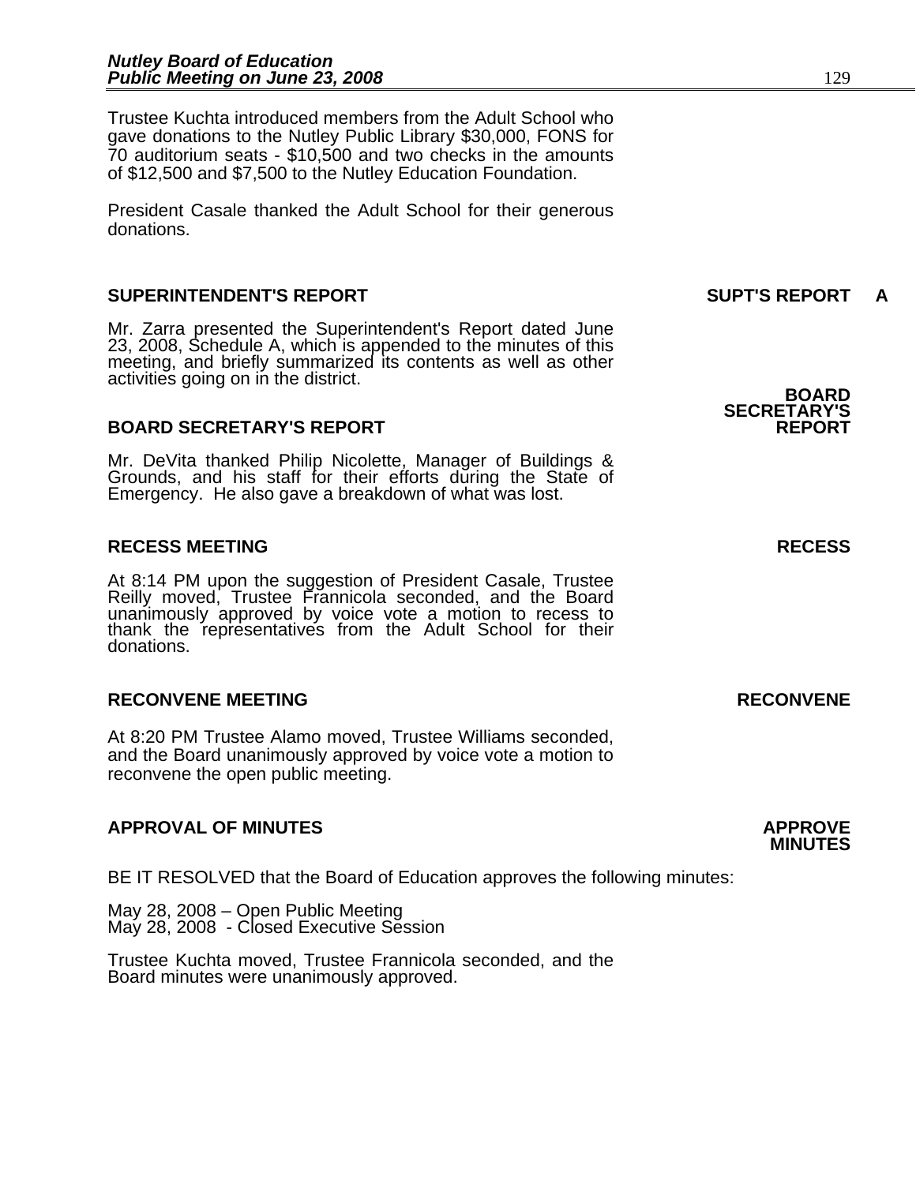Trustee Kuchta introduced members from the Adult School who gave donations to the Nutley Public Library $30,000, FONS for 70 auditorium seats - $10,500 and two checks in the amounts of $12,500 and $7,500 to the Nutley Education Foundation.

President Casale thanked the Adult School for their generous donations.

## SUPERINTENDENT'S REPORT

**SUPT'S REPORT A**

Mr. Zarra presented the Superintendent's Report dated June 23, 2008, Schedule A, which is appended to the minutes of this meeting, and briefly summarized its contents as well as other activities going on in the district.

## BOARD SECRETARY'S REPORT

**BOARD SECRETARY'S REPORT**

Mr. DeVita thanked Philip Nicolette, Manager of Buildings & Grounds, and his staff for their efforts during the State of Emergency. He also gave a breakdown of what was lost.

## RECESS MEETING

**RECESS**

At 8:14 PM upon the suggestion of President Casale, Trustee Reilly moved, Trustee Frannicola seconded, and the Board unanimously approved by voice vote a motion to recess to thank the representatives from the Adult School for their donations.

## RECONVENE MEETING

**RECONVENE**

At 8:20 PM Trustee Alamo moved, Trustee Williams seconded, and the Board unanimously approved by voice vote a motion to reconvene the open public meeting.

## APPROVAL OF MINUTES

**APPROVE MINUTES**

BE IT RESOLVED that the Board of Education approves the following minutes:

May 28, 2008 – Open Public Meeting
May 28, 2008 - Closed Executive Session

Trustee Kuchta moved, Trustee Frannicola seconded, and the Board minutes were unanimously approved.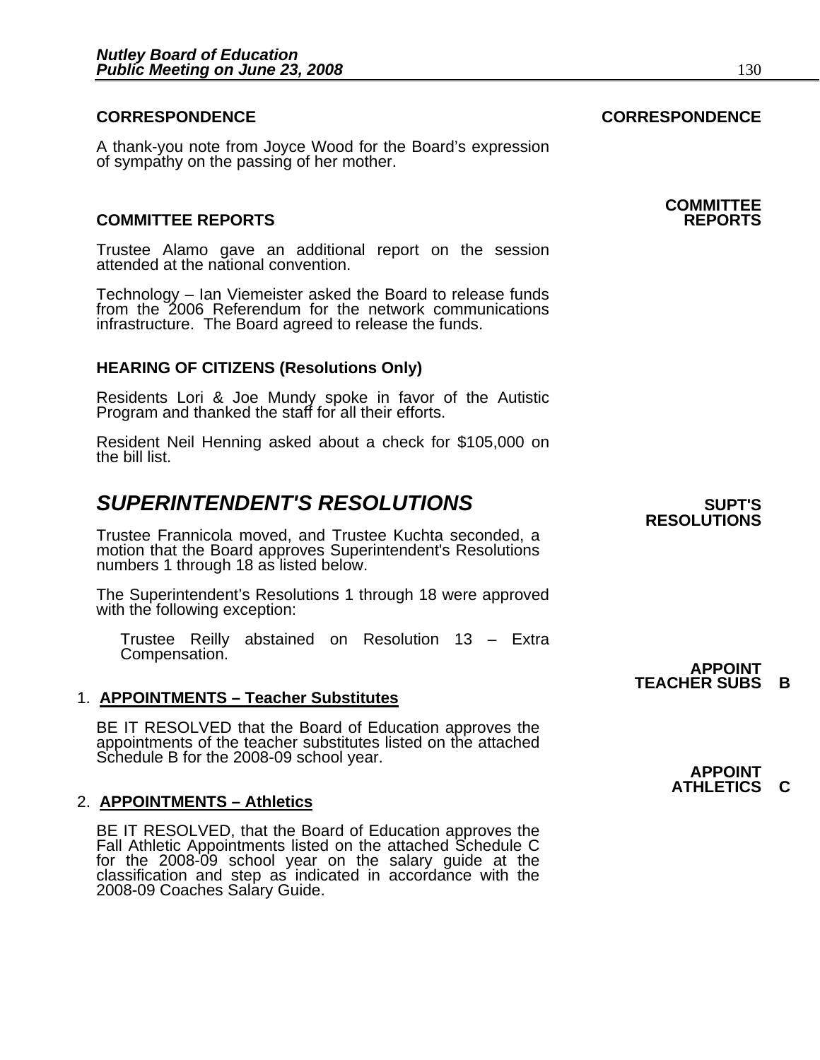**CORRESPONDENCE** **CORRESPONDENCE**

A thank-you note from Joyce Wood for the Board's expression of sympathy on the passing of her mother.

**COMMITTEE REPORTS** **COMMITTEE REPORTS**

Trustee Alamo gave an additional report on the session attended at the national convention.

Technology – Ian Viemeister asked the Board to release funds from the 2006 Referendum for the network communications infrastructure. The Board agreed to release the funds.

**HEARING OF CITIZENS (Resolutions Only)**

Residents Lori & Joe Mundy spoke in favor of the Autistic Program and thanked the staff for all their efforts.

Resident Neil Henning asked about a check for $105,000 on the bill list.

## *SUPERINTENDENT'S RESOLUTIONS* **SUPT'S RESOLUTIONS**

Trustee Frannicola moved, and Trustee Kuchta seconded, a motion that the Board approves Superintendent's Resolutions numbers 1 through 18 as listed below.

The Superintendent's Resolutions 1 through 18 were approved with the following exception:

Trustee Reilly abstained on Resolution 13 – Extra Compensation.

**APPOINT TEACHER SUBS B**

1. **APPOINTMENTS – Teacher Substitutes**

   BE IT RESOLVED that the Board of Education approves the appointments of the teacher substitutes listed on the attached Schedule B for the 2008-09 school year.

**APPOINT ATHLETICS C**

2. **APPOINTMENTS – Athletics**

   BE IT RESOLVED, that the Board of Education approves the Fall Athletic Appointments listed on the attached Schedule C for the 2008-09 school year on the salary guide at the classification and step as indicated in accordance with the 2008-09 Coaches Salary Guide.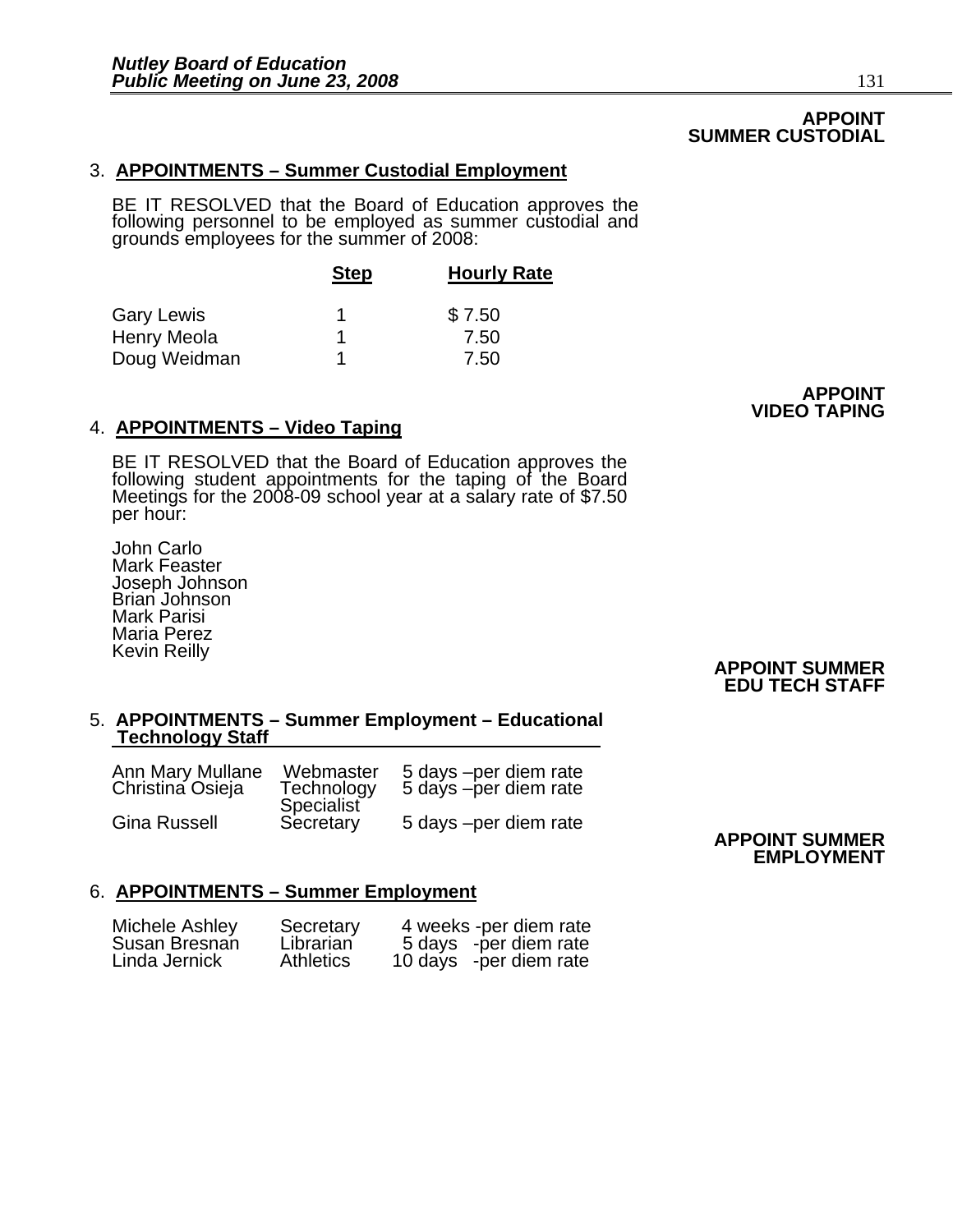**APPOINT SUMMER CUSTODIAL**

3. **APPOINTMENTS – Summer Custodial Employment**

BE IT RESOLVED that the Board of Education approves the following personnel to be employed as summer custodial and grounds employees for the summer of 2008:

| | Step | Hourly Rate |
|---|---|---|
| Gary Lewis | 1 | $ 7.50 |
| Henry Meola | 1 | 7.50 |
| Doug Weidman | 1 | 7.50 |

**APPOINT VIDEO TAPING**

4. **APPOINTMENTS – Video Taping**

BE IT RESOLVED that the Board of Education approves the following student appointments for the taping of the Board Meetings for the 2008-09 school year at a salary rate of $7.50 per hour:

John Carlo
Mark Feaster
Joseph Johnson
Brian Johnson
Mark Parisi
Maria Perez
Kevin Reilly

**APPOINT SUMMER EDU TECH STAFF**

5. **APPOINTMENTS – Summer Employment – Educational Technology Staff**

| | | |
|---|---|---|
| Ann Mary Mullane | Webmaster | 5 days –per diem rate |
| Christina Osieja | Technology Specialist | 5 days –per diem rate |
| Gina Russell | Secretary | 5 days –per diem rate |

**APPOINT SUMMER EMPLOYMENT**

6. **APPOINTMENTS – Summer Employment**

| | | |
|---|---|---|
| Michele Ashley | Secretary | 4 weeks -per diem rate |
| Susan Bresnan | Librarian | 5 days -per diem rate |
| Linda Jernick | Athletics | 10 days -per diem rate |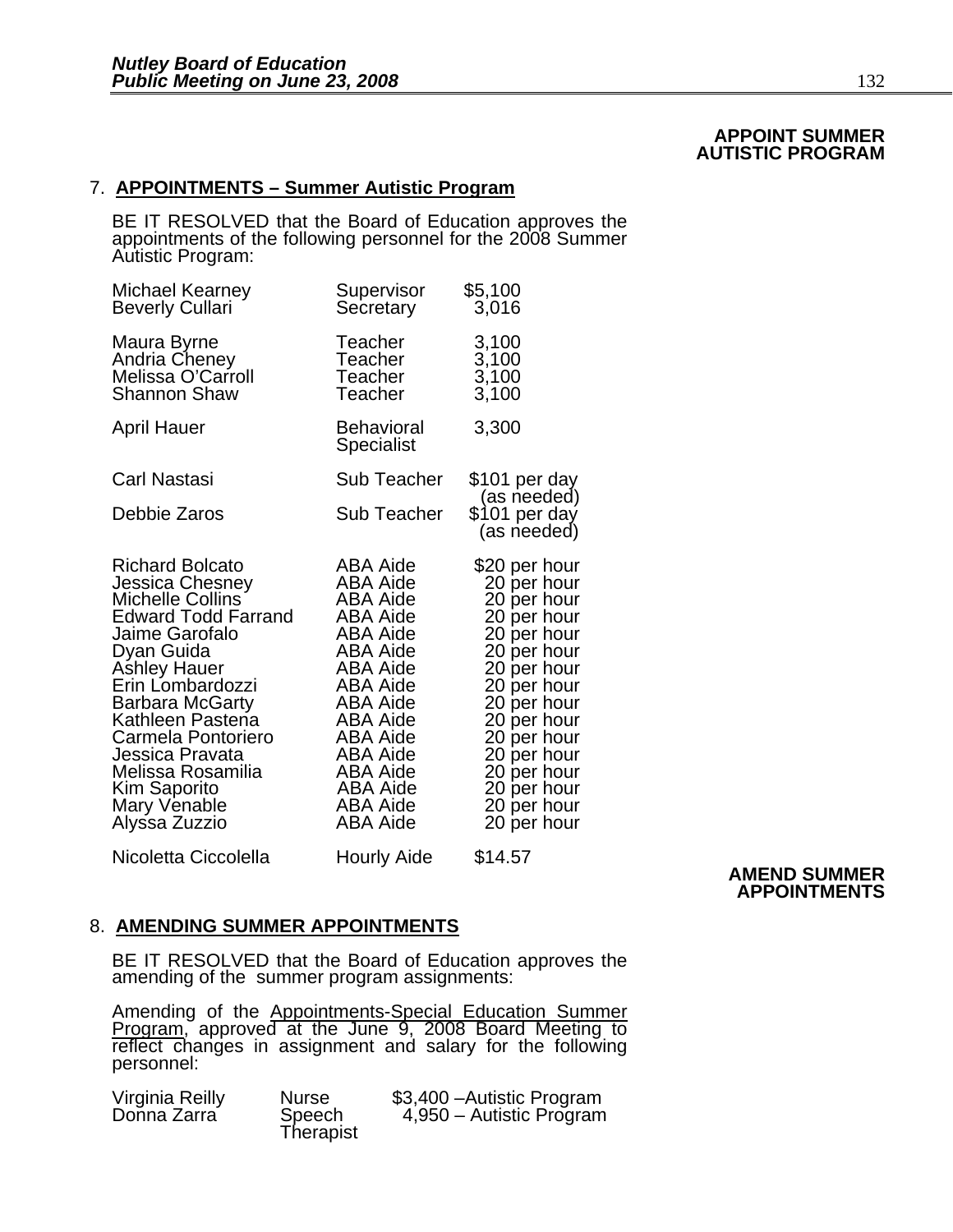**APPOINT SUMMER AUTISTIC PROGRAM**

7. **APPOINTMENTS – Summer Autistic Program**

BE IT RESOLVED that the Board of Education approves the appointments of the following personnel for the 2008 Summer Autistic Program:

| Name | Position | Salary |
|---|---|---|
| Michael Kearney | Supervisor | $5,100 |
| Beverly Cullari | Secretary | 3,016 |
| Maura Byrne | Teacher | 3,100 |
| Andria Cheney | Teacher | 3,100 |
| Melissa O'Carroll | Teacher | 3,100 |
| Shannon Shaw | Teacher | 3,100 |
| April Hauer | Behavioral Specialist | 3,300 |
| Carl Nastasi | Sub Teacher | $101 per day (as needed) |
| Debbie Zaros | Sub Teacher | $101 per day (as needed) |
| Richard Bolcato | ABA Aide | $20 per hour |
| Jessica Chesney | ABA Aide | 20 per hour |
| Michelle Collins | ABA Aide | 20 per hour |
| Edward Todd Farrand | ABA Aide | 20 per hour |
| Jaime Garofalo | ABA Aide | 20 per hour |
| Dyan Guida | ABA Aide | 20 per hour |
| Ashley Hauer | ABA Aide | 20 per hour |
| Erin Lombardozzi | ABA Aide | 20 per hour |
| Barbara McGarty | ABA Aide | 20 per hour |
| Kathleen Pastena | ABA Aide | 20 per hour |
| Carmela Pontoriero | ABA Aide | 20 per hour |
| Jessica Pravata | ABA Aide | 20 per hour |
| Melissa Rosamilia | ABA Aide | 20 per hour |
| Kim Saporito | ABA Aide | 20 per hour |
| Mary Venable | ABA Aide | 20 per hour |
| Alyssa Zuzzio | ABA Aide | 20 per hour |
| Nicoletta Ciccolella | Hourly Aide | $14.57 |

**AMEND SUMMER APPOINTMENTS**

8. **AMENDING SUMMER APPOINTMENTS**

BE IT RESOLVED that the Board of Education approves the amending of the summer program assignments:

Amending of the Appointments-Special Education Summer Program, approved at the June 9, 2008 Board Meeting to reflect changes in assignment and salary for the following personnel:

| Name | Position | Salary |
|---|---|---|
| Virginia Reilly | Nurse | $3,400 –Autistic Program |
| Donna Zarra | Speech Therapist | 4,950 – Autistic Program |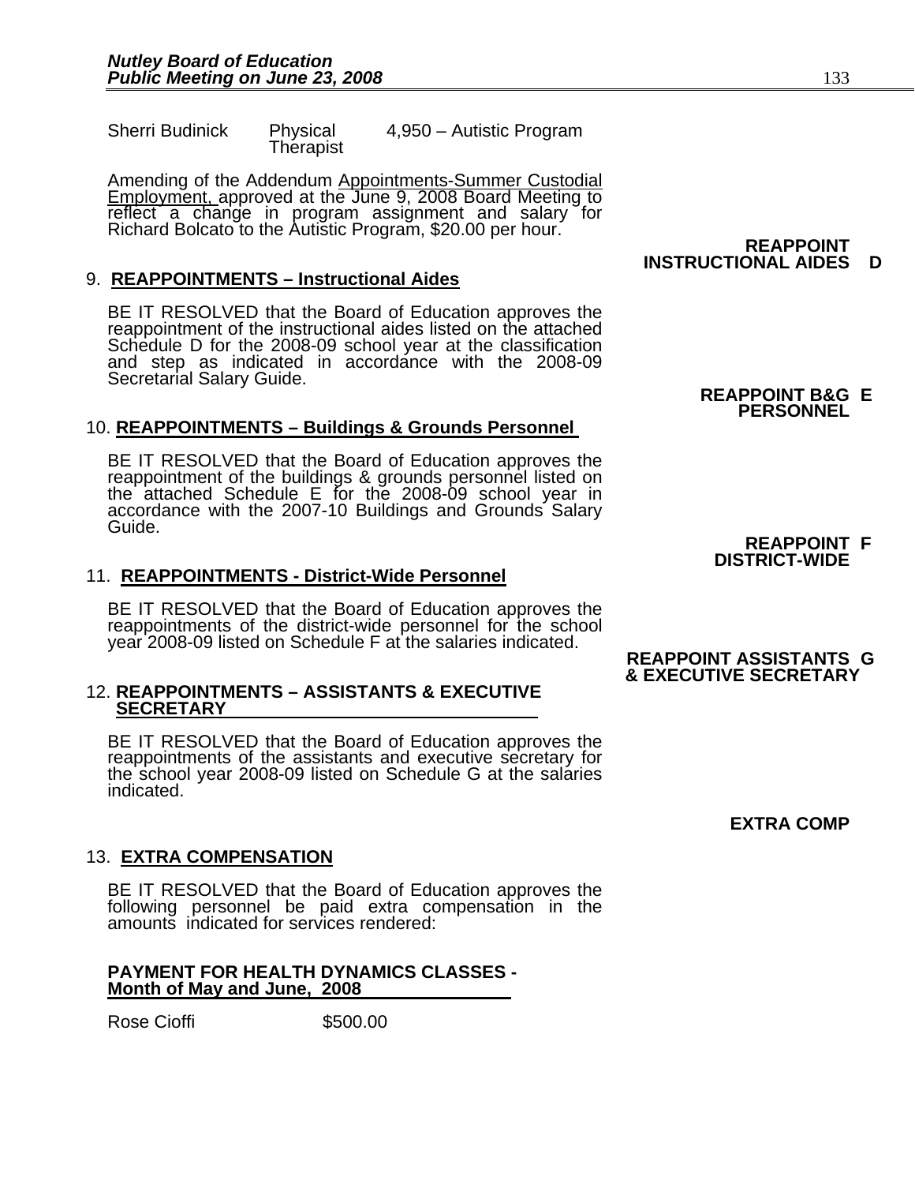| | | |
|---|---|---|
| Sherri Budinick | Physical Therapist | 4,950 – Autistic Program |

Amending of the Addendum Appointments-Summer Custodial Employment, approved at the June 9, 2008 Board Meeting to reflect a change in program assignment and salary for Richard Bolcato to the Autistic Program, $20.00 per hour.

**REAPPOINT INSTRUCTIONAL AIDES D**

9. **REAPPOINTMENTS – Instructional Aides**

BE IT RESOLVED that the Board of Education approves the reappointment of the instructional aides listed on the attached Schedule D for the 2008-09 school year at the classification and step as indicated in accordance with the 2008-09 Secretarial Salary Guide.

**REAPPOINT B&G E PERSONNEL**

10. **REAPPOINTMENTS – Buildings & Grounds Personnel**

BE IT RESOLVED that the Board of Education approves the reappointment of the buildings & grounds personnel listed on the attached Schedule E for the 2008-09 school year in accordance with the 2007-10 Buildings and Grounds Salary Guide.

**REAPPOINT F DISTRICT-WIDE**

11. **REAPPOINTMENTS - District-Wide Personnel**

BE IT RESOLVED that the Board of Education approves the reappointments of the district-wide personnel for the school year 2008-09 listed on Schedule F at the salaries indicated.

**REAPPOINT ASSISTANTS G & EXECUTIVE SECRETARY**

12. **REAPPOINTMENTS – ASSISTANTS & EXECUTIVE SECRETARY**

BE IT RESOLVED that the Board of Education approves the reappointments of the assistants and executive secretary for the school year 2008-09 listed on Schedule G at the salaries indicated.

**EXTRA COMP**

13. **EXTRA COMPENSATION**

BE IT RESOLVED that the Board of Education approves the following personnel be paid extra compensation in the amounts indicated for services rendered:

**PAYMENT FOR HEALTH DYNAMICS CLASSES - Month of May and June, 2008**

| | |
|---|---|
| Rose Cioffi | $500.00 |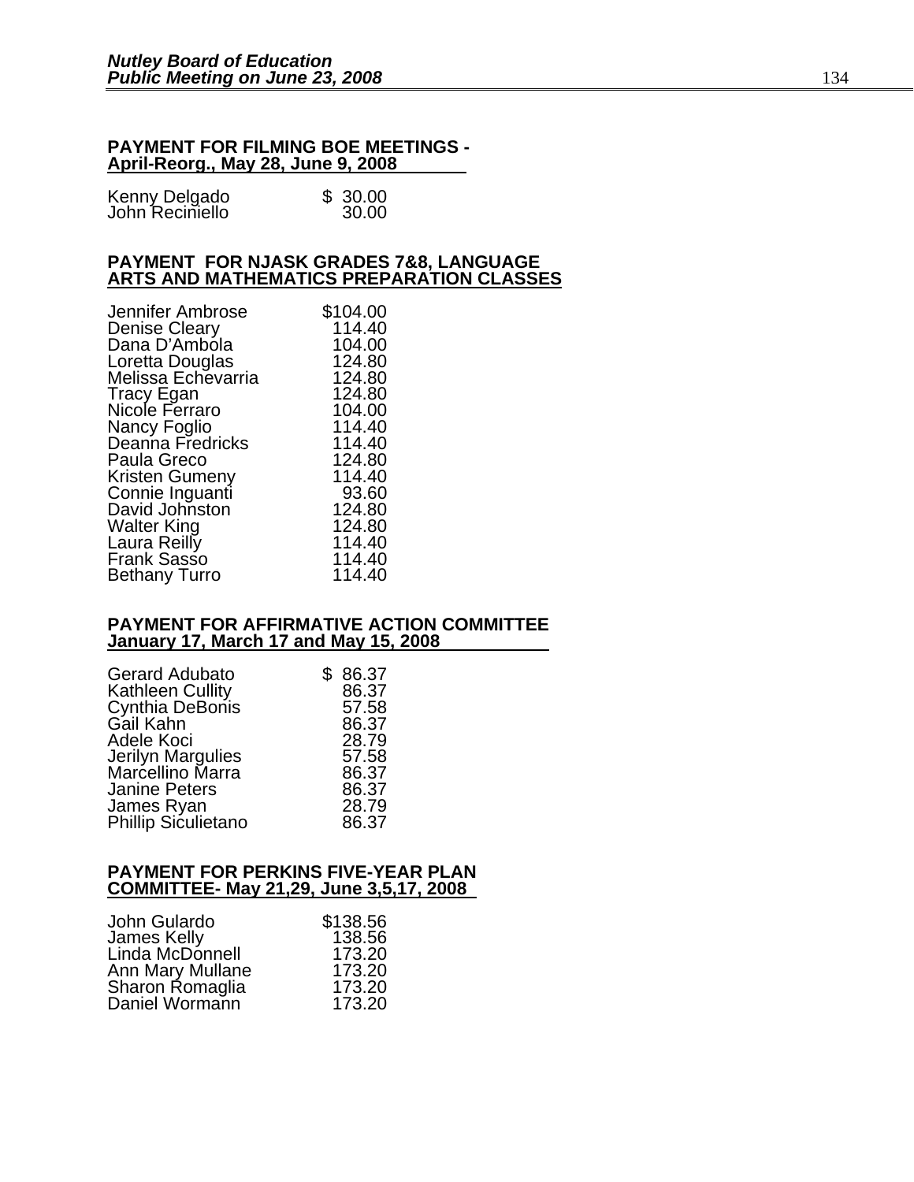**PAYMENT FOR FILMING BOE MEETINGS - April-Reorg., May 28, June 9, 2008**

| | |
|---|---|
| Kenny Delgado | $ 30.00 |
| John Reciniello | 30.00 |

**PAYMENT FOR NJASK GRADES 7&8, LANGUAGE ARTS AND MATHEMATICS PREPARATION CLASSES**

| | |
|---|---|
| Jennifer Ambrose | $104.00 |
| Denise Cleary | 114.40 |
| Dana D'Ambola | 104.00 |
| Loretta Douglas | 124.80 |
| Melissa Echevarria | 124.80 |
| Tracy Egan | 124.80 |
| Nicole Ferraro | 104.00 |
| Nancy Foglio | 114.40 |
| Deanna Fredricks | 114.40 |
| Paula Greco | 124.80 |
| Kristen Gumeny | 114.40 |
| Connie Inguanti | 93.60 |
| David Johnston | 124.80 |
| Walter King | 124.80 |
| Laura Reilly | 114.40 |
| Frank Sasso | 114.40 |
| Bethany Turro | 114.40 |

**PAYMENT FOR AFFIRMATIVE ACTION COMMITTEE January 17, March 17 and May 15, 2008**

| | |
|---|---|
| Gerard Adubato | $ 86.37 |
| Kathleen Cullity | 86.37 |
| Cynthia DeBonis | 57.58 |
| Gail Kahn | 86.37 |
| Adele Koci | 28.79 |
| Jerilyn Margulies | 57.58 |
| Marcellino Marra | 86.37 |
| Janine Peters | 86.37 |
| James Ryan | 28.79 |
| Phillip Siculietano | 86.37 |

**PAYMENT FOR PERKINS FIVE-YEAR PLAN COMMITTEE- May 21,29, June 3,5,17, 2008**

| | |
|---|---|
| John Gulardo | $138.56 |
| James Kelly | 138.56 |
| Linda McDonnell | 173.20 |
| Ann Mary Mullane | 173.20 |
| Sharon Romaglia | 173.20 |
| Daniel Wormann | 173.20 |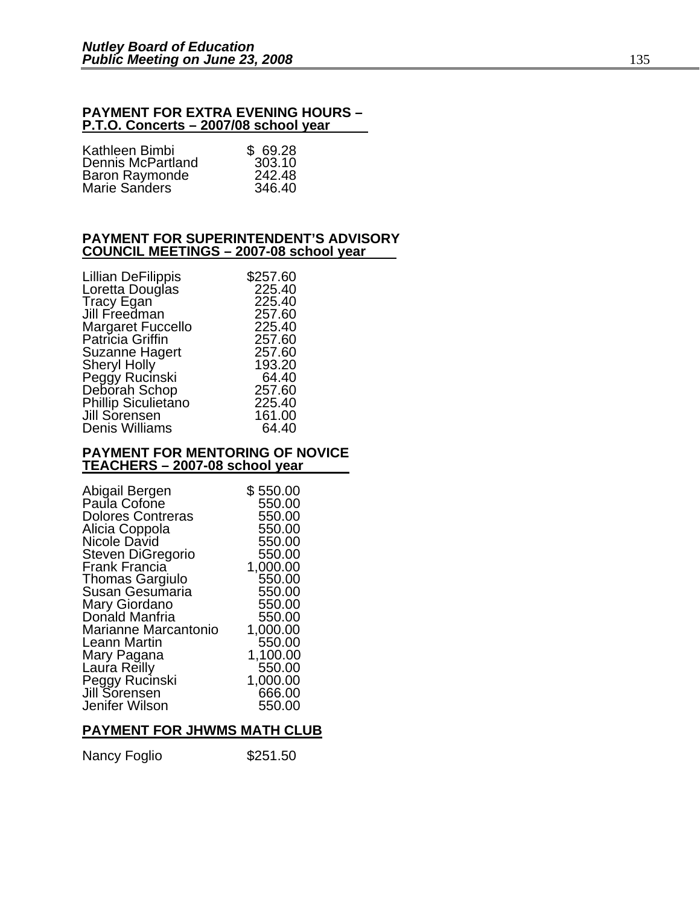**PAYMENT FOR EXTRA EVENING HOURS – P.T.O. Concerts – 2007/08 school year**

| | |
|---|---|
| Kathleen Bimbi | $ 69.28 |
| Dennis McPartland | 303.10 |
| Baron Raymonde | 242.48 |
| Marie Sanders | 346.40 |

**PAYMENT FOR SUPERINTENDENT'S ADVISORY COUNCIL MEETINGS – 2007-08 school year**

| | |
|---|---|
| Lillian DeFilippis | $257.60 |
| Loretta Douglas | 225.40 |
| Tracy Egan | 225.40 |
| Jill Freedman | 257.60 |
| Margaret Fuccello | 225.40 |
| Patricia Griffin | 257.60 |
| Suzanne Hagert | 257.60 |
| Sheryl Holly | 193.20 |
| Peggy Rucinski | 64.40 |
| Deborah Schop | 257.60 |
| Phillip Siculietano | 225.40 |
| Jill Sorensen | 161.00 |
| Denis Williams | 64.40 |

**PAYMENT FOR MENTORING OF NOVICE TEACHERS – 2007-08 school year**

| | |
|---|---|
| Abigail Bergen | $ 550.00 |
| Paula Cofone | 550.00 |
| Dolores Contreras | 550.00 |
| Alicia Coppola | 550.00 |
| Nicole David | 550.00 |
| Steven DiGregorio | 550.00 |
| Frank Francia | 1,000.00 |
| Thomas Gargiulo | 550.00 |
| Susan Gesumaria | 550.00 |
| Mary Giordano | 550.00 |
| Donald Manfria | 550.00 |
| Marianne Marcantonio | 1,000.00 |
| Leann Martin | 550.00 |
| Mary Pagana | 1,100.00 |
| Laura Reilly | 550.00 |
| Peggy Rucinski | 1,000.00 |
| Jill Sorensen | 666.00 |
| Jenifer Wilson | 550.00 |

**PAYMENT FOR JHWMS MATH CLUB**

| | |
|---|---|
| Nancy Foglio | $251.50 |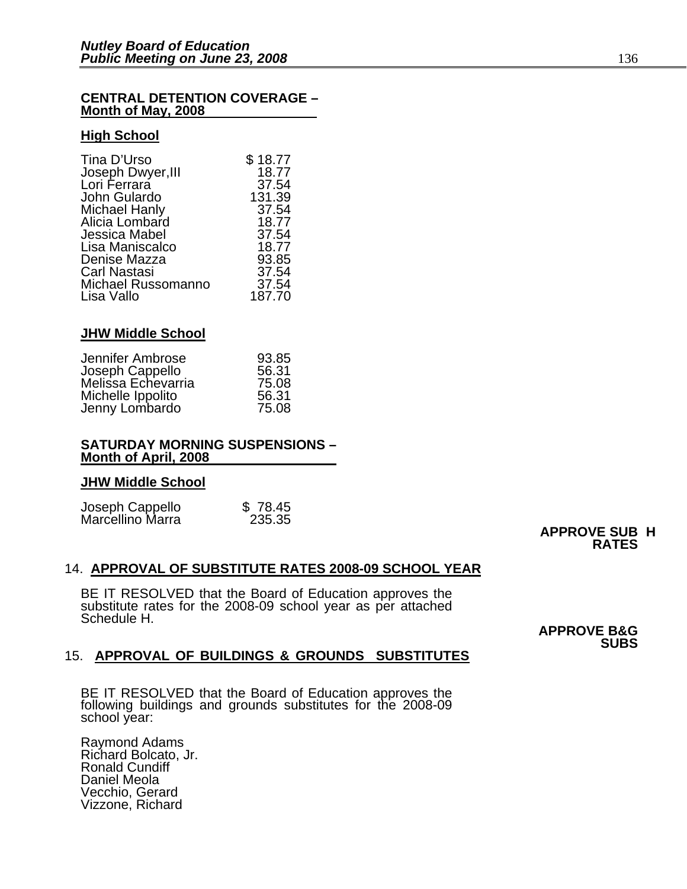**CENTRAL DETENTION COVERAGE – Month of May, 2008**

**High School**

| | |
|---|---|
| Tina D'Urso | $ 18.77 |
| Joseph Dwyer,III | 18.77 |
| Lori Ferrara | 37.54 |
| John Gulardo | 131.39 |
| Michael Hanly | 37.54 |
| Alicia Lombard | 18.77 |
| Jessica Mabel | 37.54 |
| Lisa Maniscalco | 18.77 |
| Denise Mazza | 93.85 |
| Carl Nastasi | 37.54 |
| Michael Russomanno | 37.54 |
| Lisa Vallo | 187.70 |

**JHW Middle School**

| | |
|---|---|
| Jennifer Ambrose | 93.85 |
| Joseph Cappello | 56.31 |
| Melissa Echevarria | 75.08 |
| Michelle Ippolito | 56.31 |
| Jenny Lombardo | 75.08 |

**SATURDAY MORNING SUSPENSIONS – Month of April, 2008**

**JHW Middle School**

| | |
|---|---|
| Joseph Cappello | $ 78.45 |
| Marcellino Marra | 235.35 |

**APPROVE SUB H RATES**

14. **APPROVAL OF SUBSTITUTE RATES 2008-09 SCHOOL YEAR**

BE IT RESOLVED that the Board of Education approves the substitute rates for the 2008-09 school year as per attached Schedule H.

**APPROVE B&G SUBS**

15. **APPROVAL OF BUILDINGS & GROUNDS SUBSTITUTES**

BE IT RESOLVED that the Board of Education approves the following buildings and grounds substitutes for the 2008-09 school year:

Raymond Adams
Richard Bolcato, Jr.
Ronald Cundiff
Daniel Meola
Vecchio, Gerard
Vizzone, Richard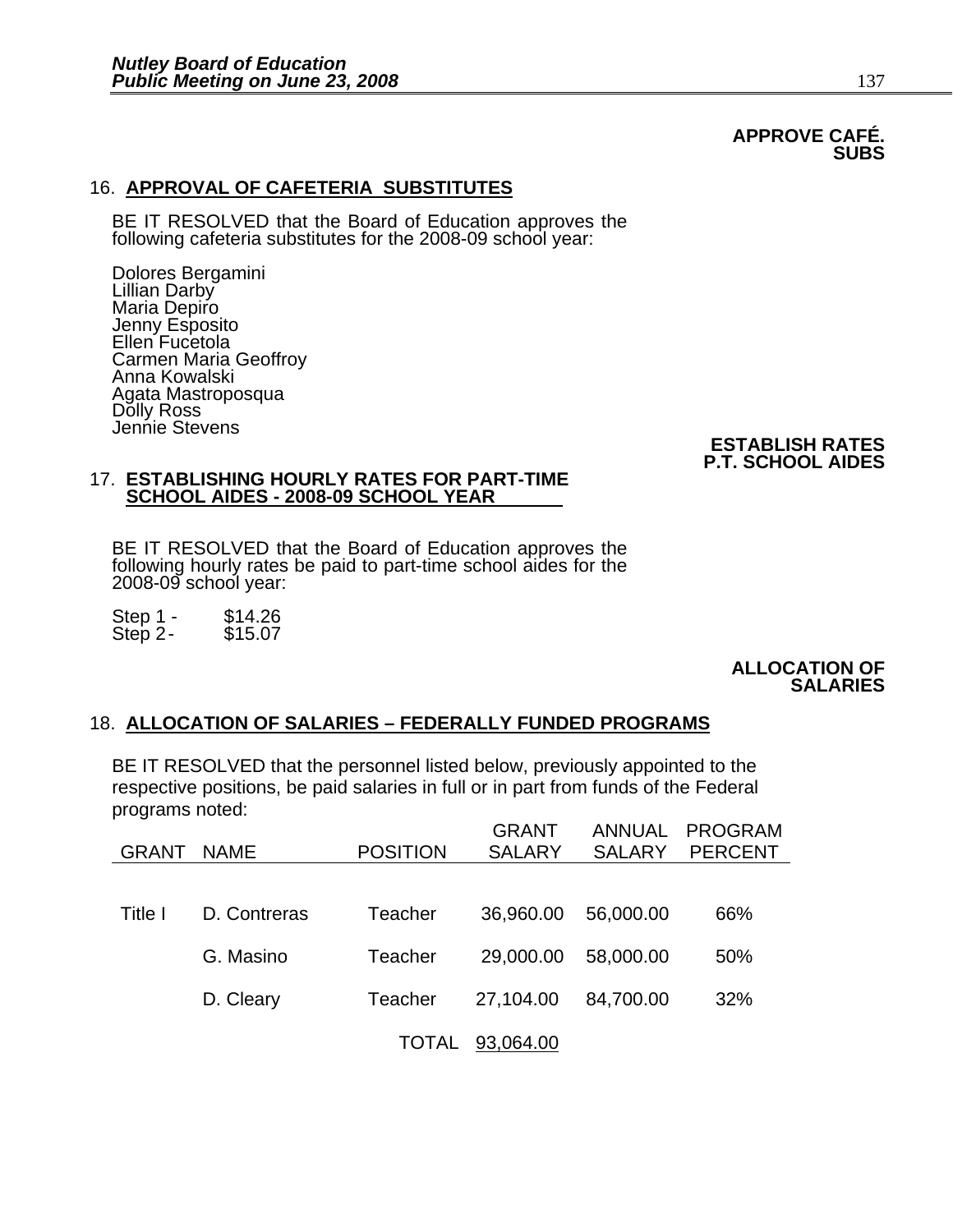**APPROVE CAFÉ. SUBS**

16. **APPROVAL OF CAFETERIA SUBSTITUTES**

BE IT RESOLVED that the Board of Education approves the following cafeteria substitutes for the 2008-09 school year:

Dolores Bergamini
Lillian Darby
Maria Depiro
Jenny Esposito
Ellen Fucetola
Carmen Maria Geoffroy
Anna Kowalski
Agata Mastroposqua
Dolly Ross
Jennie Stevens

**ESTABLISH RATES P.T. SCHOOL AIDES**

17. **ESTABLISHING HOURLY RATES FOR PART-TIME SCHOOL AIDES - 2008-09 SCHOOL YEAR**

BE IT RESOLVED that the Board of Education approves the following hourly rates be paid to part-time school aides for the 2008-09 school year:

Step 1 - $14.26
Step 2 - $15.07

**ALLOCATION OF SALARIES**

18. **ALLOCATION OF SALARIES – FEDERALLY FUNDED PROGRAMS**

BE IT RESOLVED that the personnel listed below, previously appointed to the respective positions, be paid salaries in full or in part from funds of the Federal programs noted:

| GRANT | NAME | POSITION | GRANT SALARY | ANNUAL SALARY | PROGRAM PERCENT |
|---|---|---|---|---|---|
| Title I | D. Contreras | Teacher | 36,960.00 | 56,000.00 | 66% |
| | G. Masino | Teacher | 29,000.00 | 58,000.00 | 50% |
| | D. Cleary | Teacher | 27,104.00 | 84,700.00 | 32% |
| | | TOTAL | 93,064.00 | | |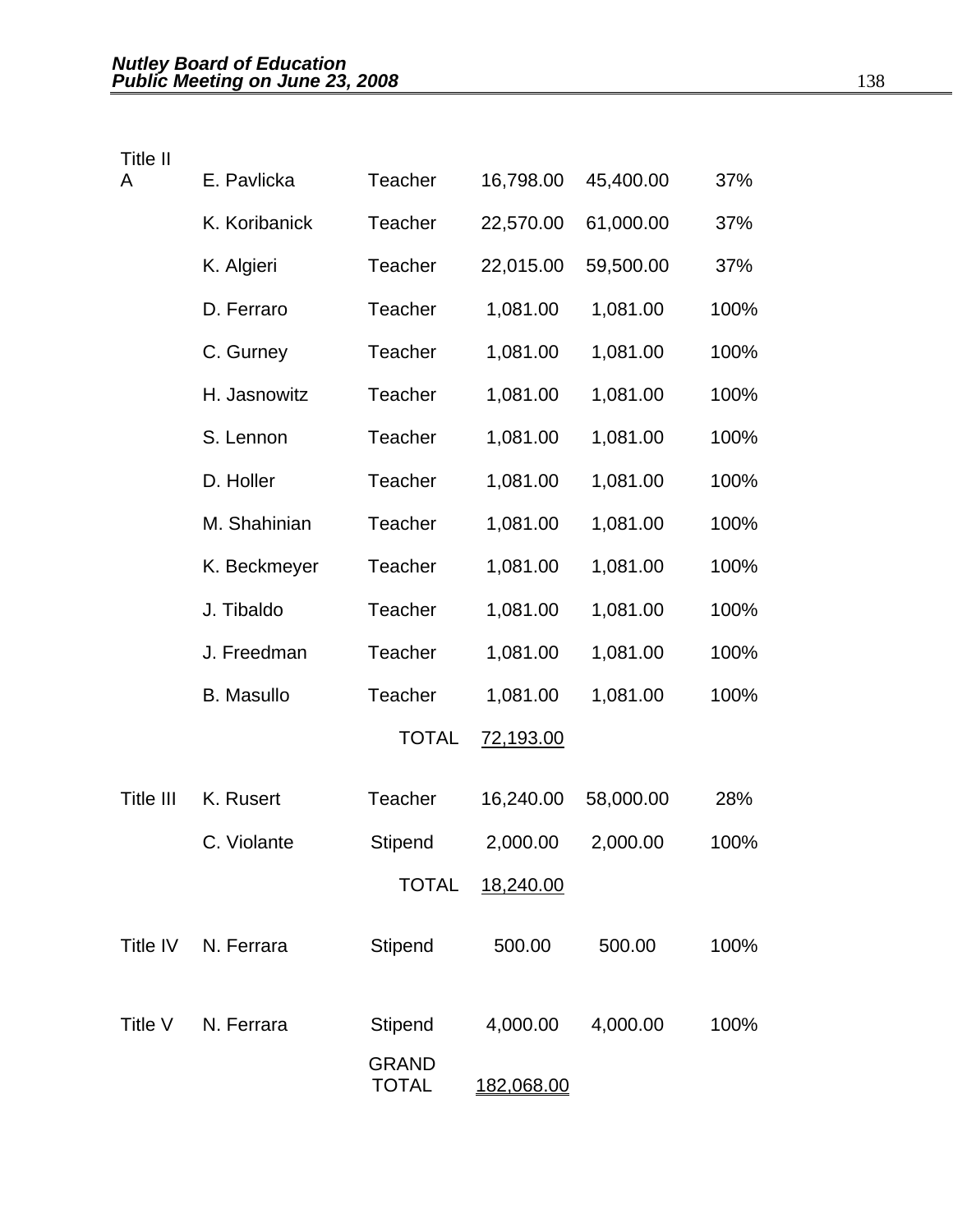| | | | | | |
|---|---|---|---|---|---|
| Title II A | E. Pavlicka | Teacher | 16,798.00 | 45,400.00 | 37% |
| | K. Koribanick | Teacher | 22,570.00 | 61,000.00 | 37% |
| | K. Algieri | Teacher | 22,015.00 | 59,500.00 | 37% |
| | D. Ferraro | Teacher | 1,081.00 | 1,081.00 | 100% |
| | C. Gurney | Teacher | 1,081.00 | 1,081.00 | 100% |
| | H. Jasnowitz | Teacher | 1,081.00 | 1,081.00 | 100% |
| | S. Lennon | Teacher | 1,081.00 | 1,081.00 | 100% |
| | D. Holler | Teacher | 1,081.00 | 1,081.00 | 100% |
| | M. Shahinian | Teacher | 1,081.00 | 1,081.00 | 100% |
| | K. Beckmeyer | Teacher | 1,081.00 | 1,081.00 | 100% |
| | J. Tibaldo | Teacher | 1,081.00 | 1,081.00 | 100% |
| | J. Freedman | Teacher | 1,081.00 | 1,081.00 | 100% |
| | B. Masullo | Teacher | 1,081.00 | 1,081.00 | 100% |
| | | TOTAL | 72,193.00 | | |
| Title III | K. Rusert | Teacher | 16,240.00 | 58,000.00 | 28% |
| | C. Violante | Stipend | 2,000.00 | 2,000.00 | 100% |
| | | TOTAL | 18,240.00 | | |
| Title IV | N. Ferrara | Stipend | 500.00 | 500.00 | 100% |
| Title V | N. Ferrara | Stipend | 4,000.00 | 4,000.00 | 100% |
| | | GRAND TOTAL | 182,068.00 | | |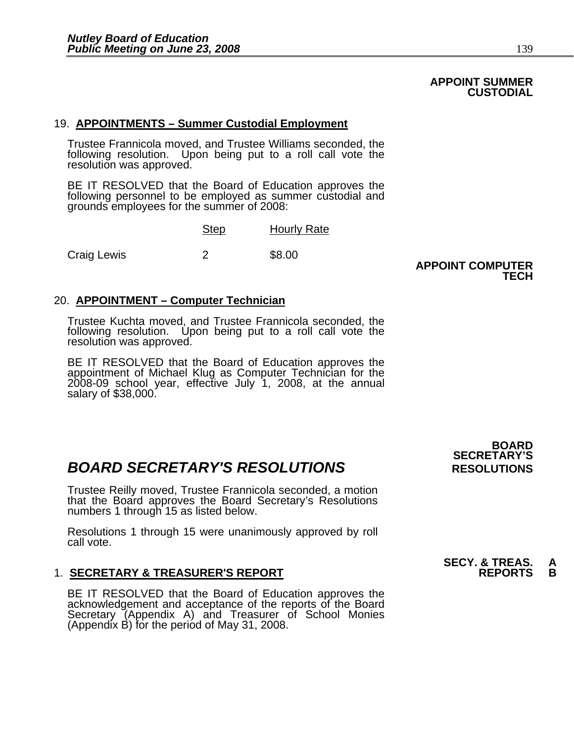**APPOINT SUMMER CUSTODIAL**

19. **APPOINTMENTS – Summer Custodial Employment**

Trustee Frannicola moved, and Trustee Williams seconded, the following resolution. Upon being put to a roll call vote the resolution was approved.

BE IT RESOLVED that the Board of Education approves the following personnel to be employed as summer custodial and grounds employees for the summer of 2008:

| | Step | Hourly Rate |
|---|---|---|
| Craig Lewis | 2 | $8.00 |

**APPOINT COMPUTER TECH**

20. **APPOINTMENT – Computer Technician**

Trustee Kuchta moved, and Trustee Frannicola seconded, the following resolution. Upon being put to a roll call vote the resolution was approved.

BE IT RESOLVED that the Board of Education approves the appointment of Michael Klug as Computer Technician for the 2008-09 school year, effective July 1, 2008, at the annual salary of $38,000.

**BOARD SECRETARY'S RESOLUTIONS**

# *BOARD SECRETARY'S RESOLUTIONS*

Trustee Reilly moved, Trustee Frannicola seconded, a motion that the Board approves the Board Secretary's Resolutions numbers 1 through 15 as listed below.

Resolutions 1 through 15 were unanimously approved by roll call vote.

**SECY. & TREAS. REPORTS A B**

1. **SECRETARY & TREASURER'S REPORT**

BE IT RESOLVED that the Board of Education approves the acknowledgement and acceptance of the reports of the Board Secretary (Appendix A) and Treasurer of School Monies (Appendix B) for the period of May 31, 2008.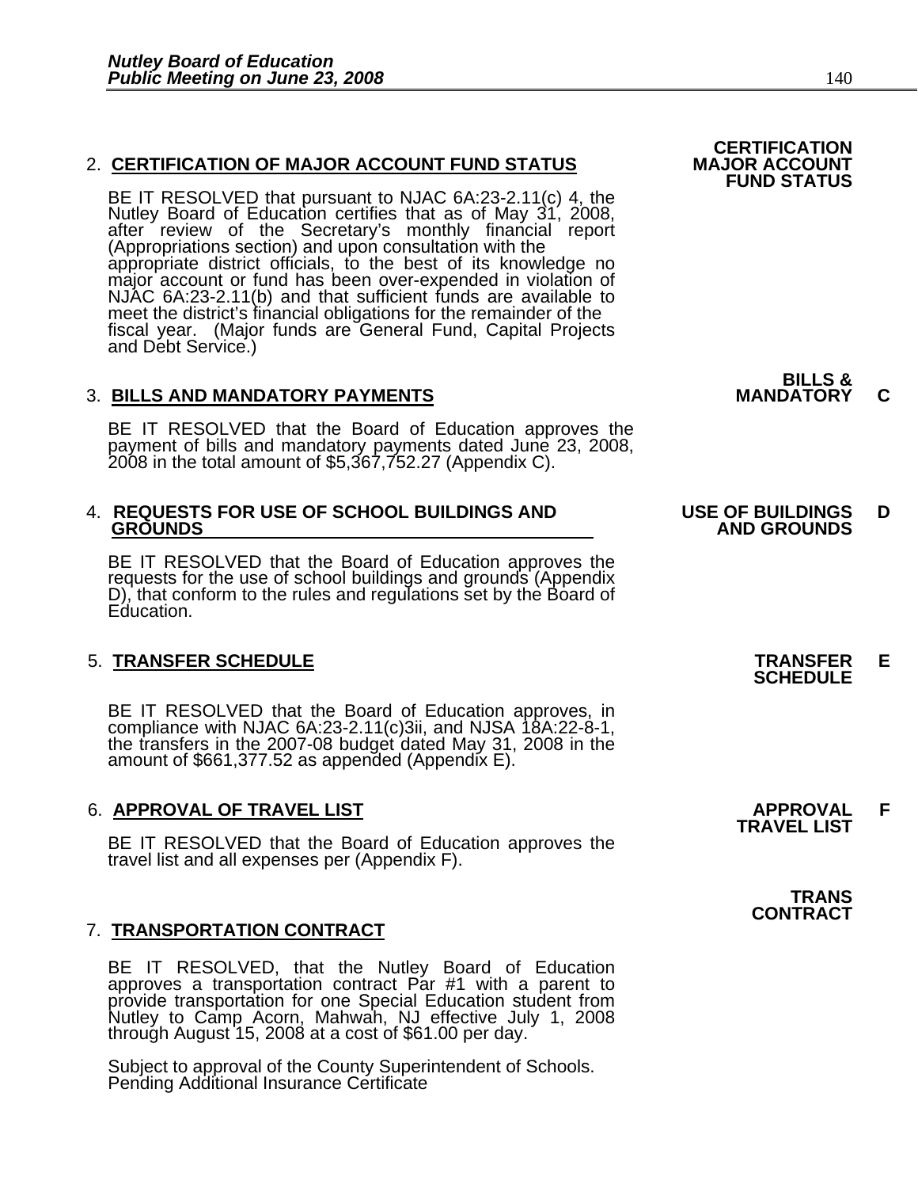## 2. CERTIFICATION OF MAJOR ACCOUNT FUND STATUS

**CERTIFICATION MAJOR ACCOUNT FUND STATUS**

BE IT RESOLVED that pursuant to NJAC 6A:23-2.11(c) 4, the Nutley Board of Education certifies that as of May 31, 2008, after review of the Secretary's monthly financial report (Appropriations section) and upon consultation with the appropriate district officials, to the best of its knowledge no major account or fund has been over-expended in violation of NJAC 6A:23-2.11(b) and that sufficient funds are available to meet the district's financial obligations for the remainder of the fiscal year. (Major funds are General Fund, Capital Projects and Debt Service.)

## 3. BILLS AND MANDATORY PAYMENTS

**BILLS & MANDATORY C**

BE IT RESOLVED that the Board of Education approves the payment of bills and mandatory payments dated June 23, 2008, 2008 in the total amount of $5,367,752.27 (Appendix C).

## 4. REQUESTS FOR USE OF SCHOOL BUILDINGS AND GROUNDS

**USE OF BUILDINGS AND GROUNDS D**

BE IT RESOLVED that the Board of Education approves the requests for the use of school buildings and grounds (Appendix D), that conform to the rules and regulations set by the Board of Education.

## 5. TRANSFER SCHEDULE

**TRANSFER SCHEDULE E**

BE IT RESOLVED that the Board of Education approves, in compliance with NJAC 6A:23-2.11(c)3ii, and NJSA 18A:22-8-1, the transfers in the 2007-08 budget dated May 31, 2008 in the amount of $661,377.52 as appended (Appendix E).

## 6. APPROVAL OF TRAVEL LIST

**APPROVAL TRAVEL LIST F**

BE IT RESOLVED that the Board of Education approves the travel list and all expenses per (Appendix F).

## 7. TRANSPORTATION CONTRACT

**TRANS CONTRACT**

BE IT RESOLVED, that the Nutley Board of Education approves a transportation contract Par #1 with a parent to provide transportation for one Special Education student from Nutley to Camp Acorn, Mahwah, NJ effective July 1, 2008 through August 15, 2008 at a cost of $61.00 per day.

Subject to approval of the County Superintendent of Schools.
Pending Additional Insurance Certificate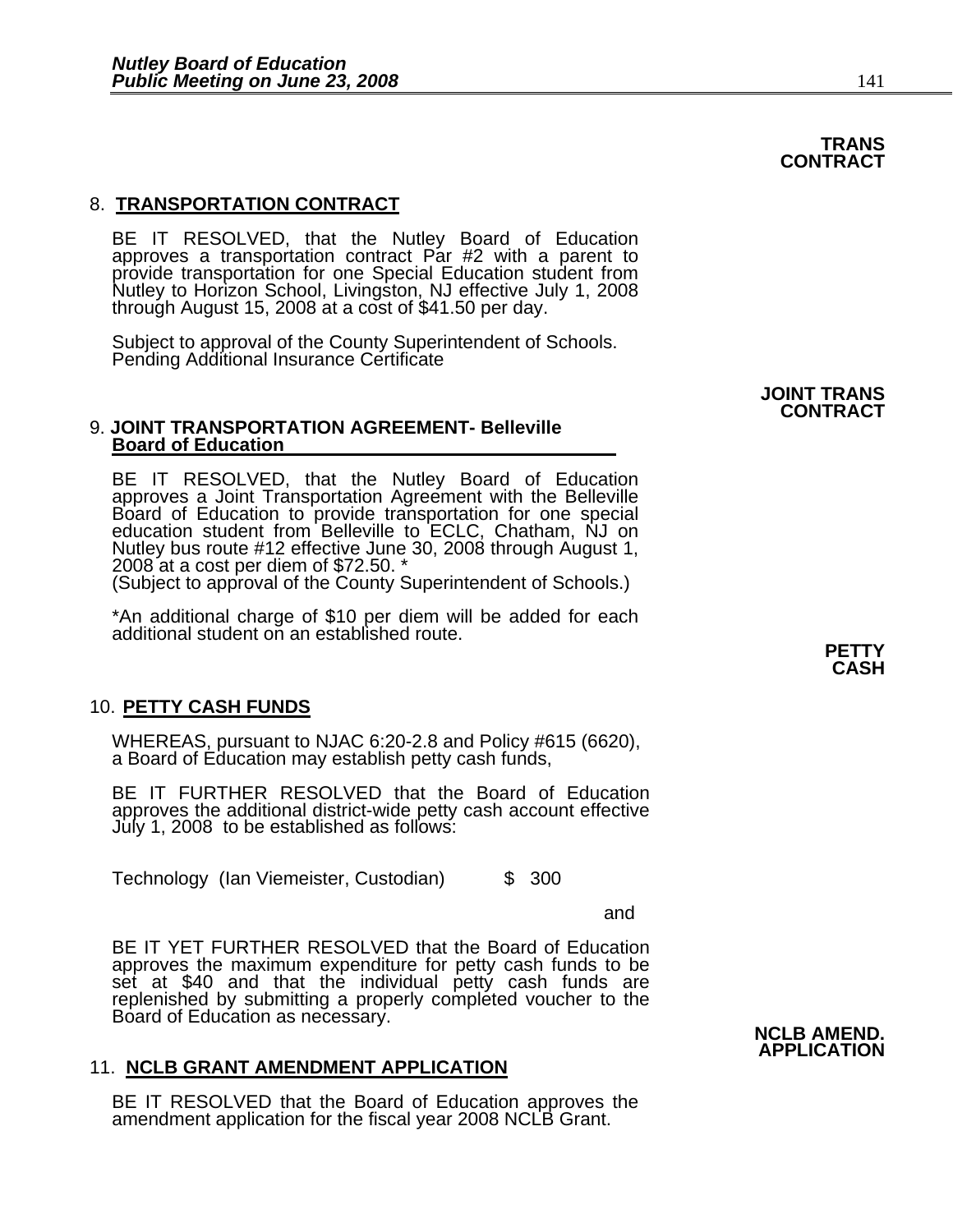**TRANS CONTRACT**

8. **TRANSPORTATION CONTRACT**

   BE IT RESOLVED, that the Nutley Board of Education approves a transportation contract Par #2 with a parent to provide transportation for one Special Education student from Nutley to Horizon School, Livingston, NJ effective July 1, 2008 through August 15, 2008 at a cost of $41.50 per day.

   Subject to approval of the County Superintendent of Schools.
   Pending Additional Insurance Certificate

**JOINT TRANS CONTRACT**

9. **JOINT TRANSPORTATION AGREEMENT- Belleville Board of Education**

   BE IT RESOLVED, that the Nutley Board of Education approves a Joint Transportation Agreement with the Belleville Board of Education to provide transportation for one special education student from Belleville to ECLC, Chatham, NJ on Nutley bus route #12 effective June 30, 2008 through August 1, 2008 at a cost per diem of $72.50. *
   (Subject to approval of the County Superintendent of Schools.)

   *An additional charge of $10 per diem will be added for each additional student on an established route.

**PETTY CASH**

10. **PETTY CASH FUNDS**

    WHEREAS, pursuant to NJAC 6:20-2.8 and Policy #615 (6620), a Board of Education may establish petty cash funds,

    BE IT FURTHER RESOLVED that the Board of Education approves the additional district-wide petty cash account effective July 1, 2008 to be established as follows:

    Technology (Ian Viemeister, Custodian) $ 300

    and

    BE IT YET FURTHER RESOLVED that the Board of Education approves the maximum expenditure for petty cash funds to be set at $40 and that the individual petty cash funds are replenished by submitting a properly completed voucher to the Board of Education as necessary.

**NCLB AMEND. APPLICATION**

11. **NCLB GRANT AMENDMENT APPLICATION**

    BE IT RESOLVED that the Board of Education approves the amendment application for the fiscal year 2008 NCLB Grant.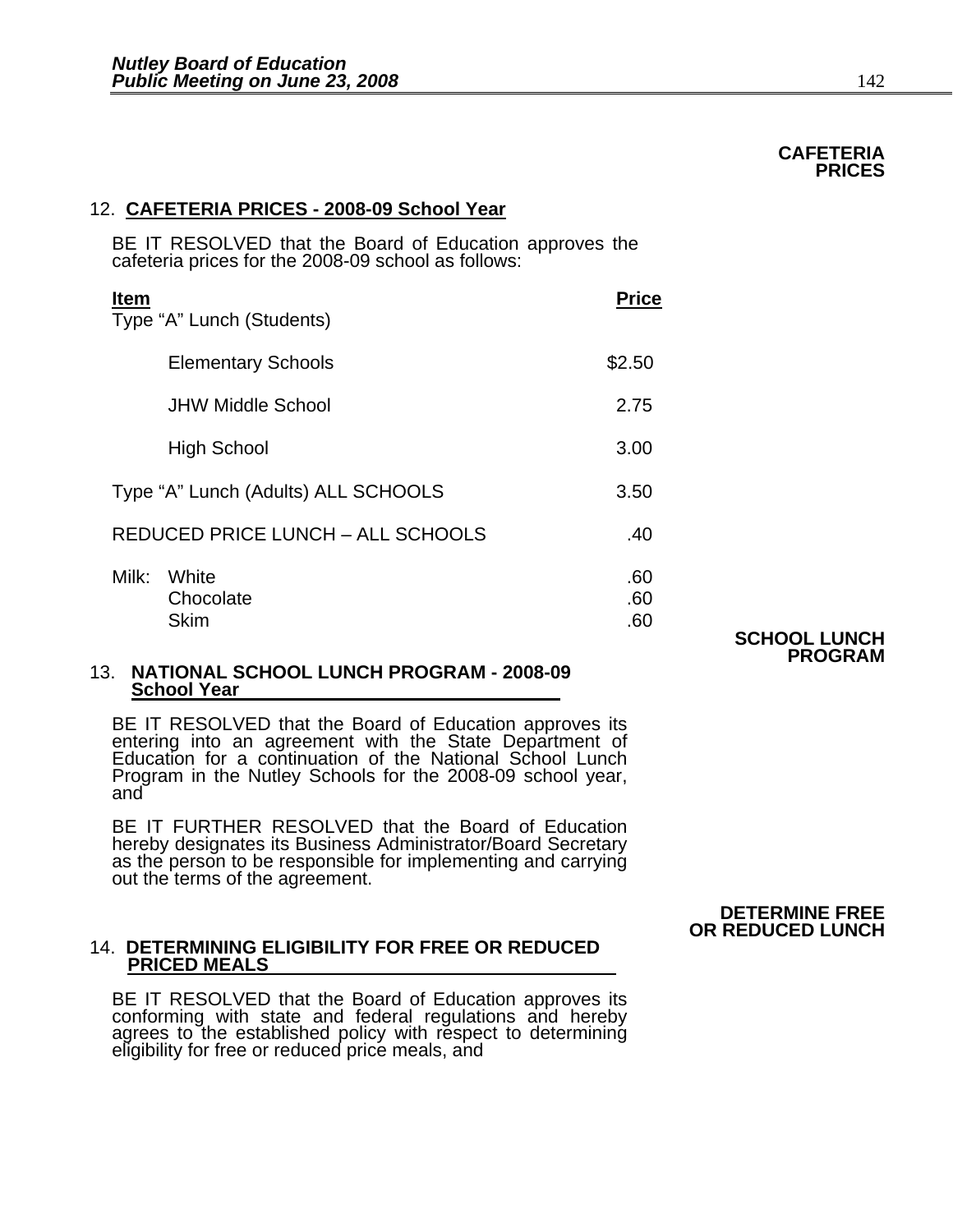**CAFETERIA PRICES**

12. **CAFETERIA PRICES - 2008-09 School Year**

BE IT RESOLVED that the Board of Education approves the cafeteria prices for the 2008-09 school as follows:

| Item | Price |
|---|---|
| Type "A" Lunch (Students) | |
| Elementary Schools | $2.50 |
| JHW Middle School | 2.75 |
| High School | 3.00 |
| Type "A" Lunch (Adults) ALL SCHOOLS | 3.50 |
| REDUCED PRICE LUNCH – ALL SCHOOLS | .40 |
| Milk: White | .60 |
| Chocolate | .60 |
| Skim | .60 |

**SCHOOL LUNCH PROGRAM**

13. **NATIONAL SCHOOL LUNCH PROGRAM - 2008-09 School Year**

BE IT RESOLVED that the Board of Education approves its entering into an agreement with the State Department of Education for a continuation of the National School Lunch Program in the Nutley Schools for the 2008-09 school year, and

BE IT FURTHER RESOLVED that the Board of Education hereby designates its Business Administrator/Board Secretary as the person to be responsible for implementing and carrying out the terms of the agreement.

**DETERMINE FREE OR REDUCED LUNCH**

14. **DETERMINING ELIGIBILITY FOR FREE OR REDUCED PRICED MEALS**

BE IT RESOLVED that the Board of Education approves its conforming with state and federal regulations and hereby agrees to the established policy with respect to determining eligibility for free or reduced price meals, and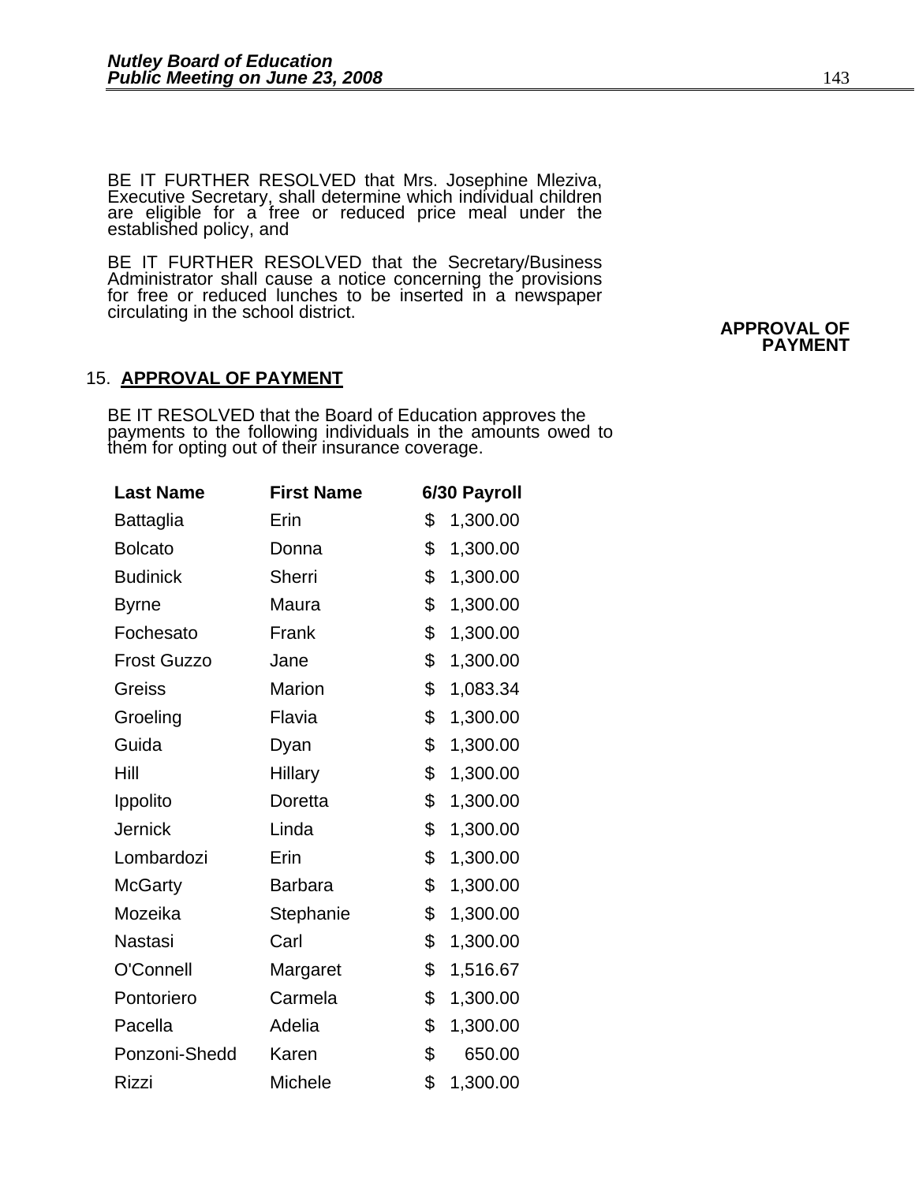BE IT FURTHER RESOLVED that Mrs. Josephine Mleziva, Executive Secretary, shall determine which individual children are eligible for a free or reduced price meal under the established policy, and

BE IT FURTHER RESOLVED that the Secretary/Business Administrator shall cause a notice concerning the provisions for free or reduced lunches to be inserted in a newspaper circulating in the school district.

**APPROVAL OF PAYMENT**

15. **APPROVAL OF PAYMENT**

BE IT RESOLVED that the Board of Education approves the payments to the following individuals in the amounts owed to them for opting out of their insurance coverage.

| Last Name | First Name | 6/30 Payroll |
|---|---|---|
| Battaglia | Erin | $ 1,300.00 |
| Bolcato | Donna | $ 1,300.00 |
| Budinick | Sherri | $ 1,300.00 |
| Byrne | Maura | $ 1,300.00 |
| Fochesato | Frank | $ 1,300.00 |
| Frost Guzzo | Jane | $ 1,300.00 |
| Greiss | Marion | $ 1,083.34 |
| Groeling | Flavia | $ 1,300.00 |
| Guida | Dyan | $ 1,300.00 |
| Hill | Hillary | $ 1,300.00 |
| Ippolito | Doretta | $ 1,300.00 |
| Jernick | Linda | $ 1,300.00 |
| Lombardozi | Erin | $ 1,300.00 |
| McGarty | Barbara | $ 1,300.00 |
| Mozeika | Stephanie | $ 1,300.00 |
| Nastasi | Carl | $ 1,300.00 |
| O'Connell | Margaret | $ 1,516.67 |
| Pontoriero | Carmela | $ 1,300.00 |
| Pacella | Adelia | $ 1,300.00 |
| Ponzoni-Shedd | Karen | $ 650.00 |
| Rizzi | Michele | $ 1,300.00 |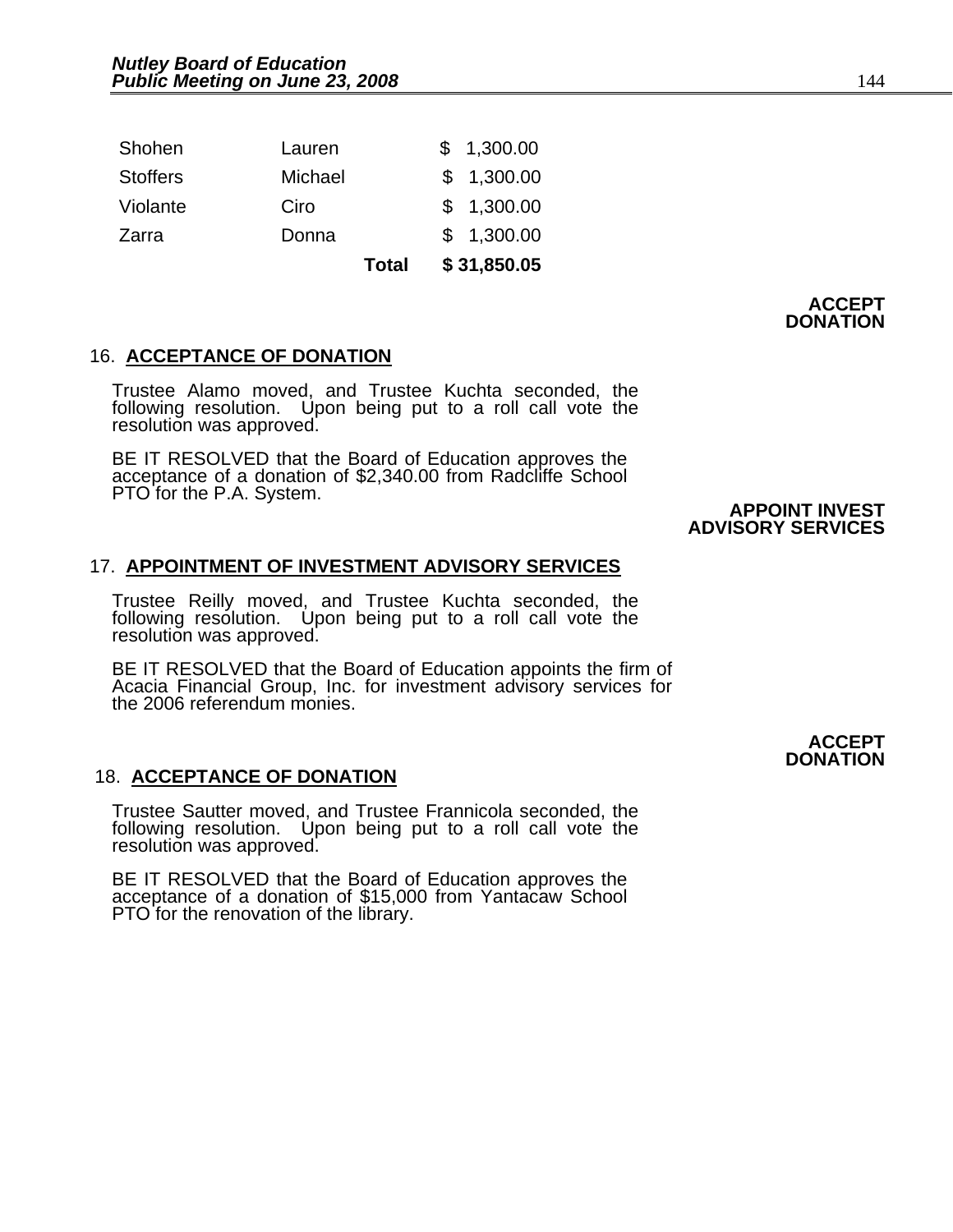| | | |
|---|---|---|
| Shohen | Lauren | $ 1,300.00 |
| Stoffers | Michael | $ 1,300.00 |
| Violante | Ciro | $ 1,300.00 |
| Zarra | Donna | $ 1,300.00 |
| | **Total** | **$ 31,850.05** |

**ACCEPT DONATION**

16. **ACCEPTANCE OF DONATION**

Trustee Alamo moved, and Trustee Kuchta seconded, the following resolution. Upon being put to a roll call vote the resolution was approved.

BE IT RESOLVED that the Board of Education approves the acceptance of a donation of $2,340.00 from Radcliffe School PTO for the P.A. System.

**APPOINT INVEST ADVISORY SERVICES**

17. **APPOINTMENT OF INVESTMENT ADVISORY SERVICES**

Trustee Reilly moved, and Trustee Kuchta seconded, the following resolution. Upon being put to a roll call vote the resolution was approved.

BE IT RESOLVED that the Board of Education appoints the firm of Acacia Financial Group, Inc. for investment advisory services for the 2006 referendum monies.

**ACCEPT DONATION**

18. **ACCEPTANCE OF DONATION**

Trustee Sautter moved, and Trustee Frannicola seconded, the following resolution. Upon being put to a roll call vote the resolution was approved.

BE IT RESOLVED that the Board of Education approves the acceptance of a donation of $15,000 from Yantacaw School PTO for the renovation of the library.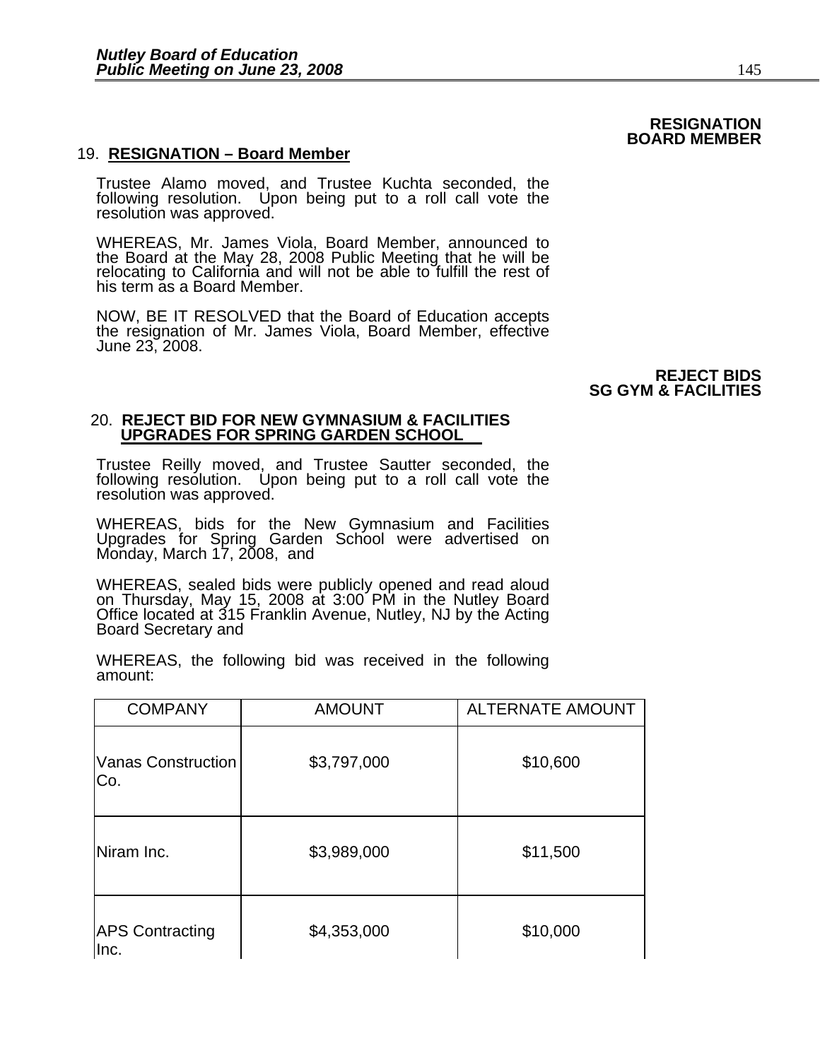**RESIGNATION BOARD MEMBER**

19. **RESIGNATION – Board Member**

Trustee Alamo moved, and Trustee Kuchta seconded, the following resolution. Upon being put to a roll call vote the resolution was approved.

WHEREAS, Mr. James Viola, Board Member, announced to the Board at the May 28, 2008 Public Meeting that he will be relocating to California and will not be able to fulfill the rest of his term as a Board Member.

NOW, BE IT RESOLVED that the Board of Education accepts the resignation of Mr. James Viola, Board Member, effective June 23, 2008.

**REJECT BIDS SG GYM & FACILITIES**

20. **REJECT BID FOR NEW GYMNASIUM & FACILITIES UPGRADES FOR SPRING GARDEN SCHOOL**

Trustee Reilly moved, and Trustee Sautter seconded, the following resolution. Upon being put to a roll call vote the resolution was approved.

WHEREAS, bids for the New Gymnasium and Facilities Upgrades for Spring Garden School were advertised on Monday, March 17, 2008, and

WHEREAS, sealed bids were publicly opened and read aloud on Thursday, May 15, 2008 at 3:00 PM in the Nutley Board Office located at 315 Franklin Avenue, Nutley, NJ by the Acting Board Secretary and

WHEREAS, the following bid was received in the following amount:

| COMPANY | AMOUNT | ALTERNATE AMOUNT |
|---|---|---|
| Vanas Construction Co. | $3,797,000 | $10,600 |
| Niram Inc. | $3,989,000 | $11,500 |
| APS Contracting Inc. | $4,353,000 | $10,000 |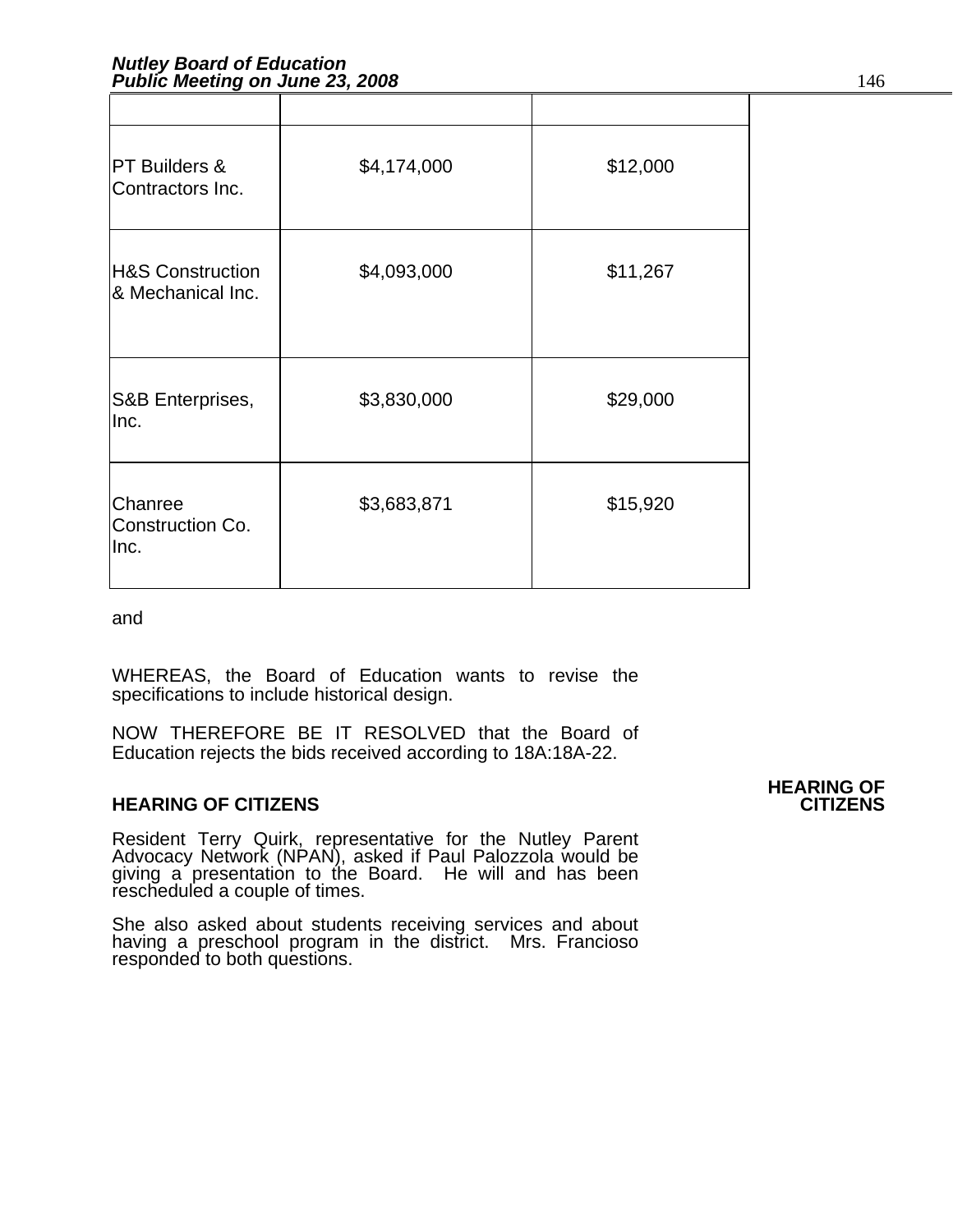| | | |
|---|---|---|
| PT Builders & Contractors Inc. | $4,174,000 | $12,000 |
| H&S Construction & Mechanical Inc. | $4,093,000 | $11,267 |
| S&B Enterprises, Inc. | $3,830,000 | $29,000 |
| Chanree Construction Co. Inc. | $3,683,871 | $15,920 |

and

WHEREAS, the Board of Education wants to revise the specifications to include historical design.

NOW THEREFORE BE IT RESOLVED that the Board of Education rejects the bids received according to 18A:18A-22.

**HEARING OF CITIZENS**

## HEARING OF CITIZENS

Resident Terry Quirk, representative for the Nutley Parent Advocacy Network (NPAN), asked if Paul Palozzola would be giving a presentation to the Board. He will and has been rescheduled a couple of times.

She also asked about students receiving services and about having a preschool program in the district. Mrs. Francioso responded to both questions.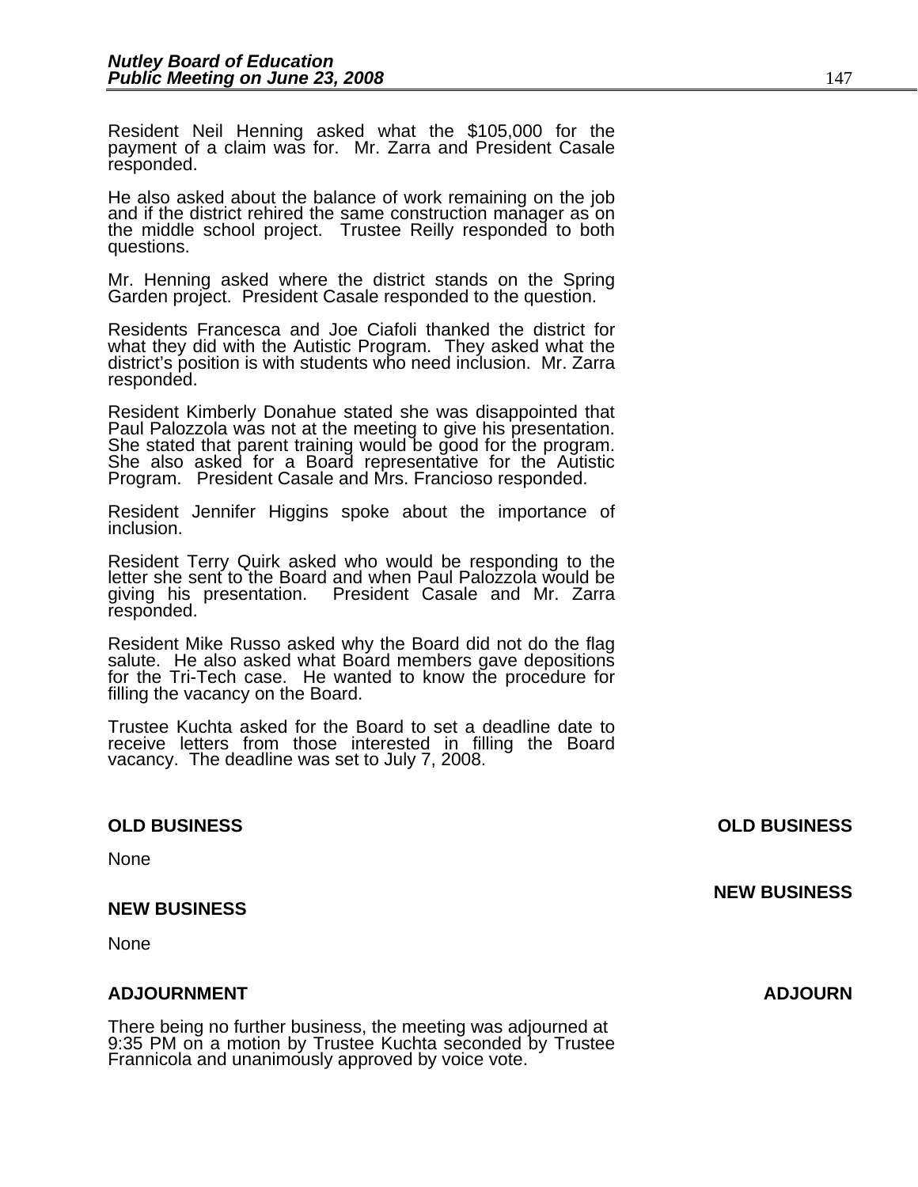Resident Neil Henning asked what the $105,000 for the payment of a claim was for. Mr. Zarra and President Casale responded.

He also asked about the balance of work remaining on the job and if the district rehired the same construction manager as on the middle school project. Trustee Reilly responded to both questions.

Mr. Henning asked where the district stands on the Spring Garden project. President Casale responded to the question.

Residents Francesca and Joe Ciafoli thanked the district for what they did with the Autistic Program. They asked what the district's position is with students who need inclusion. Mr. Zarra responded.

Resident Kimberly Donahue stated she was disappointed that Paul Palozzola was not at the meeting to give his presentation. She stated that parent training would be good for the program. She also asked for a Board representative for the Autistic Program. President Casale and Mrs. Francioso responded.

Resident Jennifer Higgins spoke about the importance of inclusion.

Resident Terry Quirk asked who would be responding to the letter she sent to the Board and when Paul Palozzola would be giving his presentation. President Casale and Mr. Zarra responded.

Resident Mike Russo asked why the Board did not do the flag salute. He also asked what Board members gave depositions for the Tri-Tech case. He wanted to know the procedure for filling the vacancy on the Board.

Trustee Kuchta asked for the Board to set a deadline date to receive letters from those interested in filling the Board vacancy. The deadline was set to July 7, 2008.

**OLD BUSINESS** **OLD BUSINESS**

None

**NEW BUSINESS** **NEW BUSINESS**

None

**ADJOURNMENT** **ADJOURN**

There being no further business, the meeting was adjourned at 9:35 PM on a motion by Trustee Kuchta seconded by Trustee Frannicola and unanimously approved by voice vote.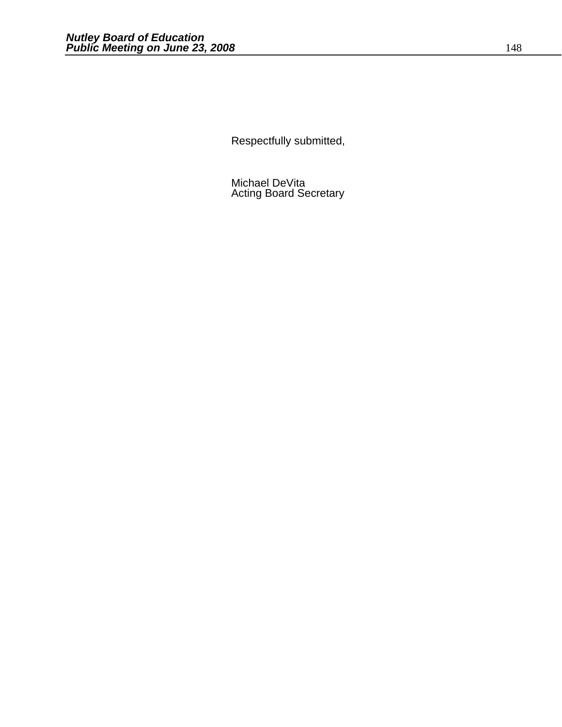Respectfully submitted,

Michael DeVita
Acting Board Secretary